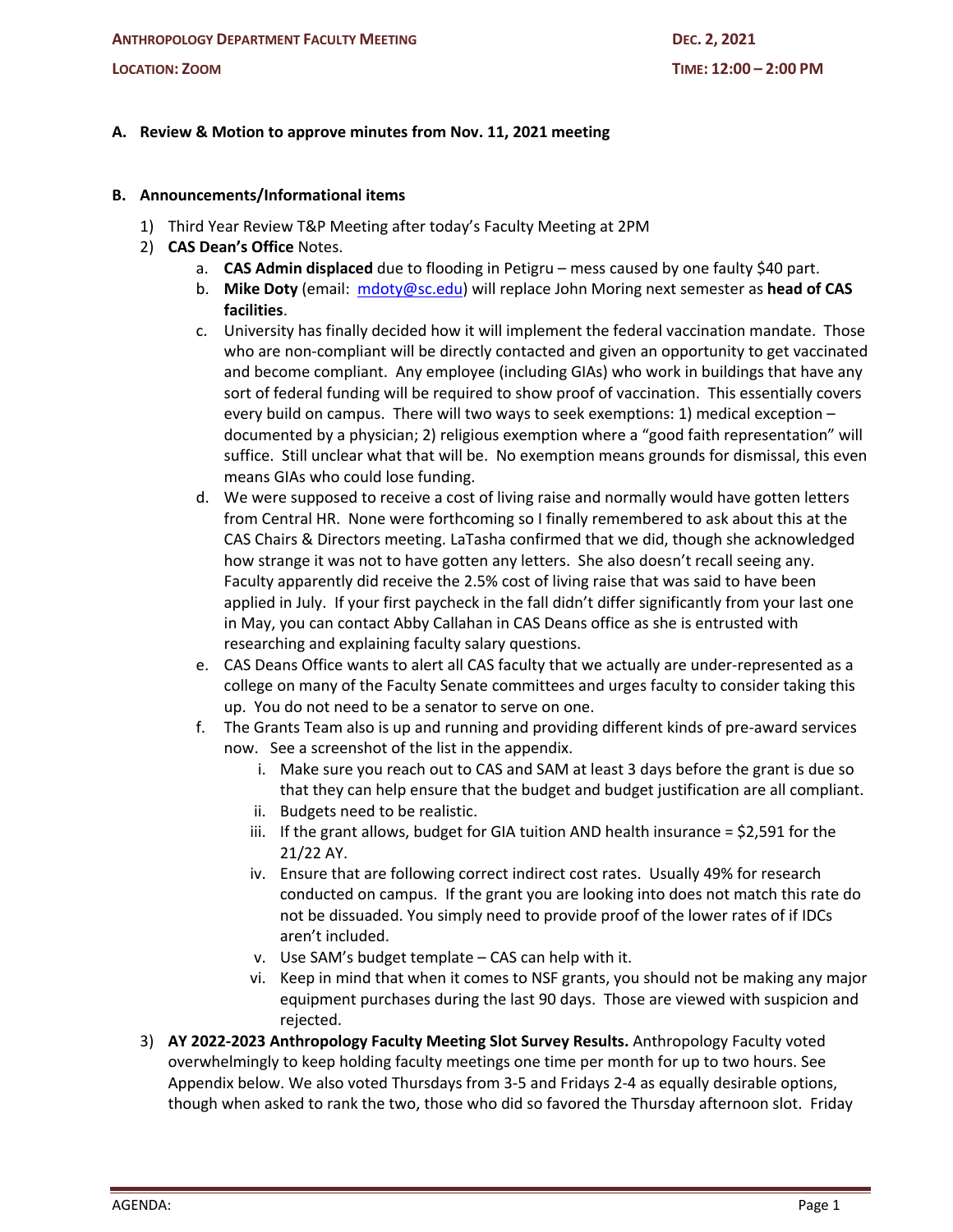**ANTHROPOLOGY DEPARTMENT FACULTY MEETING** **DEC. 2, 2021**

**LOCATION: ZOOM** **TIME: 12:00 – 2:00 PM**

**A. Review & Motion to approve minutes from Nov. 11, 2021 meeting**

**B. Announcements/Informational items**

1) Third Year Review T&P Meeting after today's Faculty Meeting at 2PM
2) **CAS Dean's Office** Notes.
    a. **CAS Admin displaced** due to flooding in Petigru – mess caused by one faulty $40 part.
    b. **Mike Doty** (email: mdoty@sc.edu) will replace John Moring next semester as **head of CAS facilities**.
    c. University has finally decided how it will implement the federal vaccination mandate. Those who are non-compliant will be directly contacted and given an opportunity to get vaccinated and become compliant. Any employee (including GIAs) who work in buildings that have any sort of federal funding will be required to show proof of vaccination. This essentially covers every build on campus. There will two ways to seek exemptions: 1) medical exception – documented by a physician; 2) religious exemption where a "good faith representation" will suffice. Still unclear what that will be. No exemption means grounds for dismissal, this even means GIAs who could lose funding.
    d. We were supposed to receive a cost of living raise and normally would have gotten letters from Central HR. None were forthcoming so I finally remembered to ask about this at the CAS Chairs & Directors meeting. LaTasha confirmed that we did, though she acknowledged how strange it was not to have gotten any letters. She also doesn't recall seeing any. Faculty apparently did receive the 2.5% cost of living raise that was said to have been applied in July. If your first paycheck in the fall didn't differ significantly from your last one in May, you can contact Abby Callahan in CAS Deans office as she is entrusted with researching and explaining faculty salary questions.
    e. CAS Deans Office wants to alert all CAS faculty that we actually are under-represented as a college on many of the Faculty Senate committees and urges faculty to consider taking this up. You do not need to be a senator to serve on one.
    f. The Grants Team also is up and running and providing different kinds of pre-award services now. See a screenshot of the list in the appendix.
        i. Make sure you reach out to CAS and SAM at least 3 days before the grant is due so that they can help ensure that the budget and budget justification are all compliant.
        ii. Budgets need to be realistic.
        iii. If the grant allows, budget for GIA tuition AND health insurance = $2,591 for the 21/22 AY.
        iv. Ensure that are following correct indirect cost rates. Usually 49% for research conducted on campus. If the grant you are looking into does not match this rate do not be dissuaded. You simply need to provide proof of the lower rates of if IDCs aren't included.
        v. Use SAM's budget template – CAS can help with it.
        vi. Keep in mind that when it comes to NSF grants, you should not be making any major equipment purchases during the last 90 days. Those are viewed with suspicion and rejected.
3) **AY 2022-2023 Anthropology Faculty Meeting Slot Survey Results.** Anthropology Faculty voted overwhelmingly to keep holding faculty meetings one time per month for up to two hours. See Appendix below. We also voted Thursdays from 3-5 and Fridays 2-4 as equally desirable options, though when asked to rank the two, those who did so favored the Thursday afternoon slot. Friday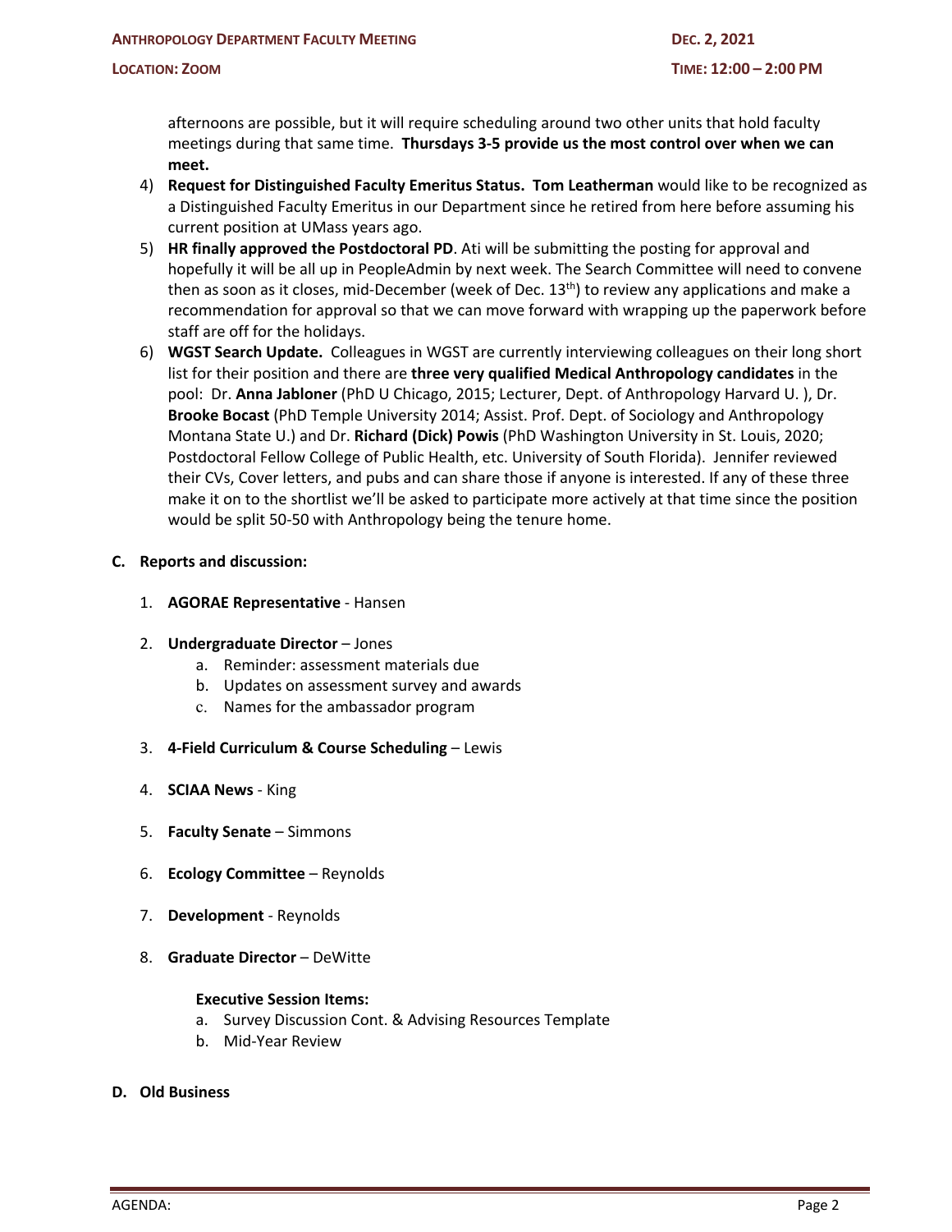afternoons are possible, but it will require scheduling around two other units that hold faculty meetings during that same time. **Thursdays 3-5 provide us the most control over when we can meet.**

4) **Request for Distinguished Faculty Emeritus Status. Tom Leatherman** would like to be recognized as a Distinguished Faculty Emeritus in our Department since he retired from here before assuming his current position at UMass years ago.
5) **HR finally approved the Postdoctoral PD**. Ati will be submitting the posting for approval and hopefully it will be all up in PeopleAdmin by next week. The Search Committee will need to convene then as soon as it closes, mid-December (week of Dec. 13th) to review any applications and make a recommendation for approval so that we can move forward with wrapping up the paperwork before staff are off for the holidays.
6) **WGST Search Update.** Colleagues in WGST are currently interviewing colleagues on their long short list for their position and there are **three very qualified Medical Anthropology candidates** in the pool: Dr. **Anna Jabloner** (PhD U Chicago, 2015; Lecturer, Dept. of Anthropology Harvard U. ), Dr. **Brooke Bocast** (PhD Temple University 2014; Assist. Prof. Dept. of Sociology and Anthropology Montana State U.) and Dr. **Richard (Dick) Powis** (PhD Washington University in St. Louis, 2020; Postdoctoral Fellow College of Public Health, etc. University of South Florida). Jennifer reviewed their CVs, Cover letters, and pubs and can share those if anyone is interested. If any of these three make it on to the shortlist we'll be asked to participate more actively at that time since the position would be split 50-50 with Anthropology being the tenure home.

**C. Reports and discussion:**

1. **AGORAE Representative** - Hansen

2. **Undergraduate Director** – Jones
   a. Reminder: assessment materials due
   b. Updates on assessment survey and awards
   c. Names for the ambassador program

3. **4-Field Curriculum & Course Scheduling** – Lewis

4. **SCIAA News** - King

5. **Faculty Senate** – Simmons

6. **Ecology Committee** – Reynolds

7. **Development** - Reynolds

8. **Graduate Director** – DeWitte

   **Executive Session Items:**
   a. Survey Discussion Cont. & Advising Resources Template
   b. Mid-Year Review

**D. Old Business**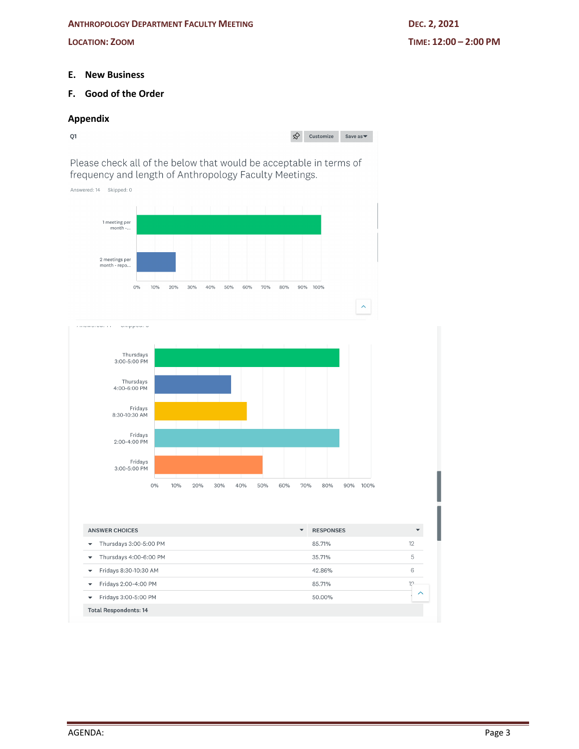E. **New Business**

F. **Good of the Order**

## Appendix

Q1

Please check all of the below that would be acceptable in terms of frequency and length of Anthropology Faculty Meetings.

Answered: 14 Skipped: 0

| ANSWER CHOICES | RESPONSES | |
|---|---|---|
| Thursdays 3:00-5:00 PM | 85.71% | 12 |
| Thursdays 4:00-6:00 PM | 35.71% | 5 |
| Fridays 8:30-10:30 AM | 42.86% | 6 |
| Fridays 2:00-4:00 PM | 85.71% | 12 |
| Fridays 3:00-5:00 PM | 50.00% | 7 |
| Total Respondents: 14 | | |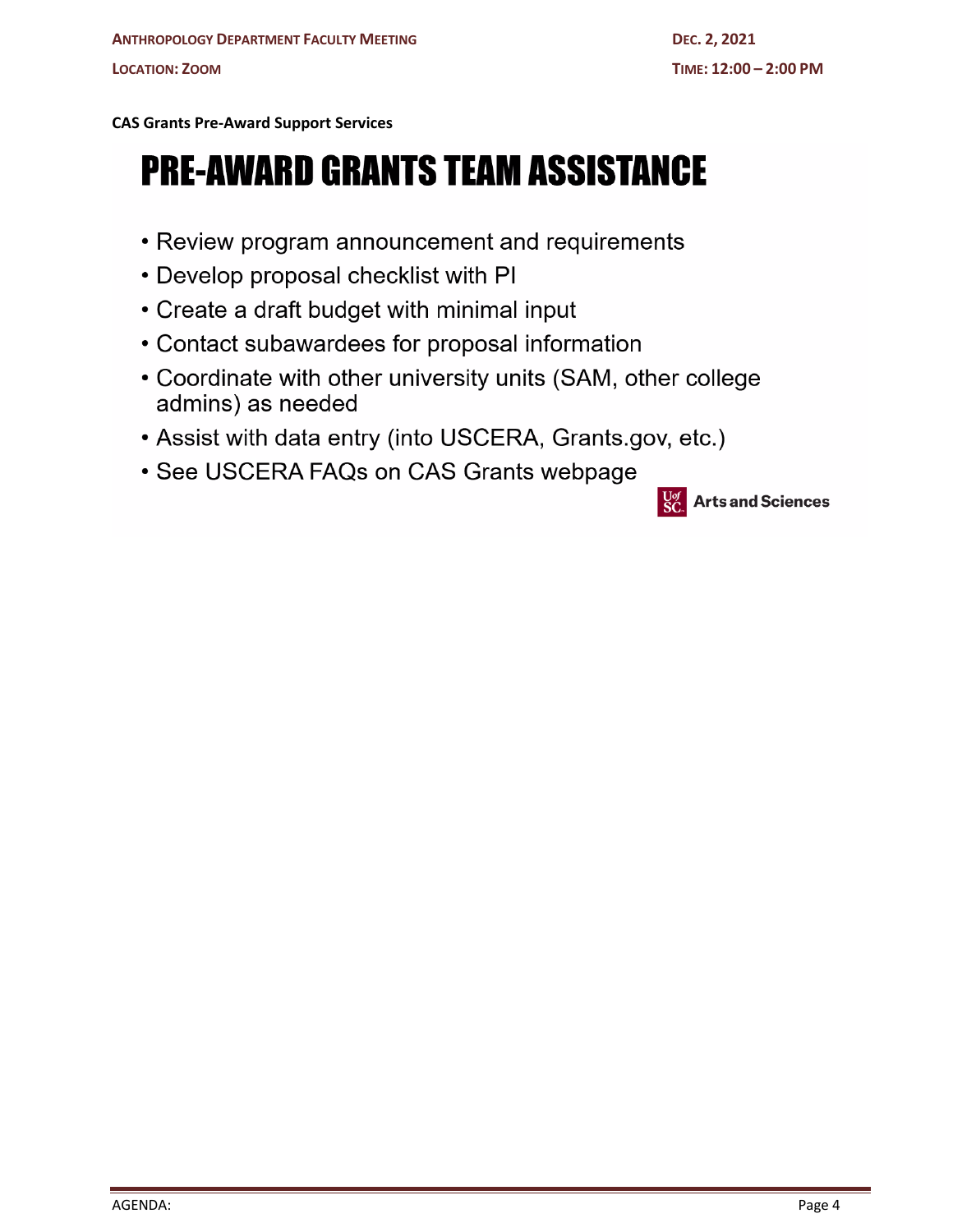**CAS Grants Pre-Award Support Services**

# PRE-AWARD GRANTS TEAM ASSISTANCE

- Review program announcement and requirements
- Develop proposal checklist with PI
- Create a draft budget with minimal input
- Contact subawardees for proposal information
- Coordinate with other university units (SAM, other college admins) as needed
- Assist with data entry (into USCERA, Grants.gov, etc.)
- See USCERA FAQs on CAS Grants webpage

Arts and Sciences